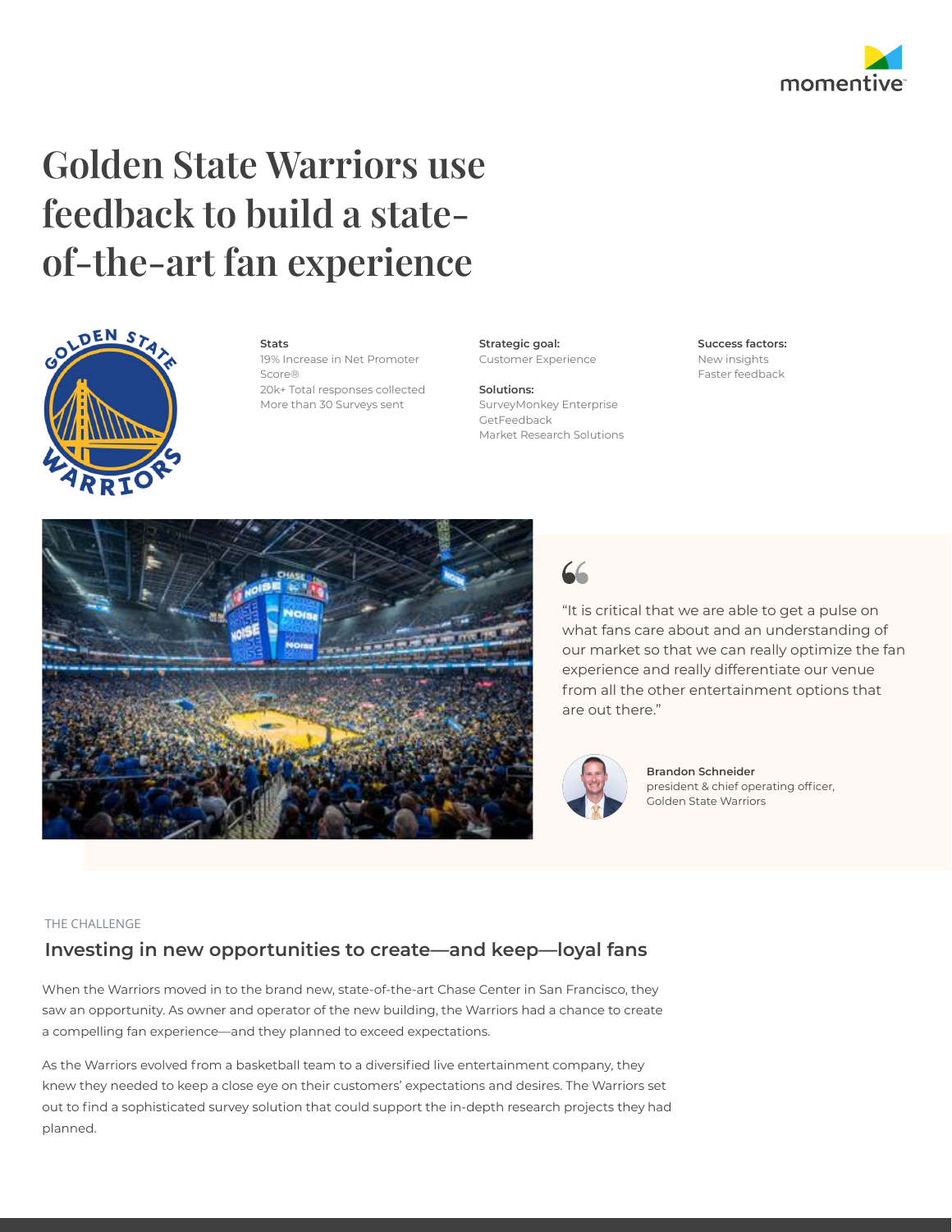momentive

# Golden State Warriors use feedback to build a state-of-the-art fan experience

**Stats**
19% Increase in Net Promoter Score®
20k+ Total responses collected
More than 30 Surveys sent

**Strategic goal:**
Customer Experience

**Solutions:**
SurveyMonkey Enterprise
GetFeedback
Market Research Solutions

**Success factors:**
New insights
Faster feedback

> "It is critical that we are able to get a pulse on what fans care about and an understanding of our market so that we can really optimize the fan experience and really differentiate our venue from all the other entertainment options that are out there."

**Brandon Schneider**
president & chief operating officer,
Golden State Warriors

THE CHALLENGE

## Investing in new opportunities to create—and keep—loyal fans

When the Warriors moved in to the brand new, state-of-the-art Chase Center in San Francisco, they saw an opportunity. As owner and operator of the new building, the Warriors had a chance to create a compelling fan experience—and they planned to exceed expectations.

As the Warriors evolved from a basketball team to a diversified live entertainment company, they knew they needed to keep a close eye on their customers' expectations and desires. The Warriors set out to find a sophisticated survey solution that could support the in-depth research projects they had planned.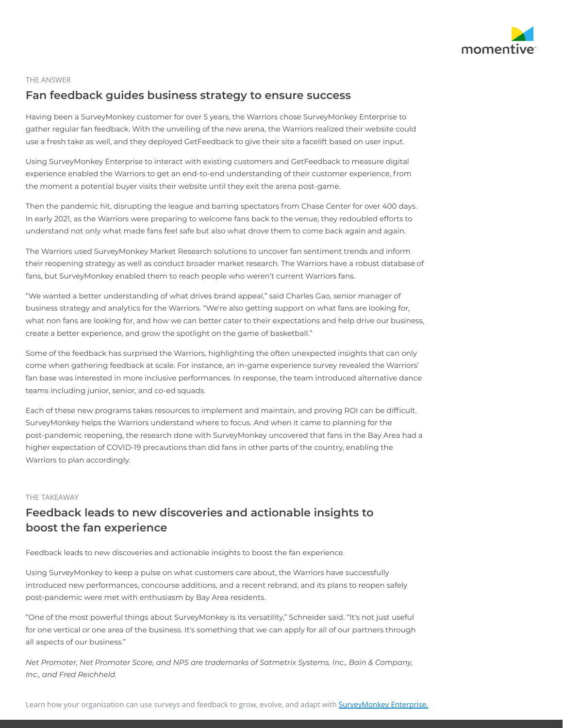THE ANSWER

## Fan feedback guides business strategy to ensure success

Having been a SurveyMonkey customer for over 5 years, the Warriors chose SurveyMonkey Enterprise to gather regular fan feedback. With the unveiling of the new arena, the Warriors realized their website could use a fresh take as well, and they deployed GetFeedback to give their site a facelift based on user input.

Using SurveyMonkey Enterprise to interact with existing customers and GetFeedback to measure digital experience enabled the Warriors to get an end-to-end understanding of their customer experience, from the moment a potential buyer visits their website until they exit the arena post-game.

Then the pandemic hit, disrupting the league and barring spectators from Chase Center for over 400 days. In early 2021, as the Warriors were preparing to welcome fans back to the venue, they redoubled efforts to understand not only what made fans feel safe but also what drove them to come back again and again.

The Warriors used SurveyMonkey Market Research solutions to uncover fan sentiment trends and inform their reopening strategy as well as conduct broader market research. The Warriors have a robust database of fans, but SurveyMonkey enabled them to reach people who weren't current Warriors fans.

"We wanted a better understanding of what drives brand appeal," said Charles Gao, senior manager of business strategy and analytics for the Warriors. "We're also getting support on what fans are looking for, what non fans are looking for, and how we can better cater to their expectations and help drive our business, create a better experience, and grow the spotlight on the game of basketball."

Some of the feedback has surprised the Warriors, highlighting the often unexpected insights that can only come when gathering feedback at scale. For instance, an in-game experience survey revealed the Warriors' fan base was interested in more inclusive performances. In response, the team introduced alternative dance teams including junior, senior, and co-ed squads.

Each of these new programs takes resources to implement and maintain, and proving ROI can be difficult. SurveyMonkey helps the Warriors understand where to focus. And when it came to planning for the post-pandemic reopening, the research done with SurveyMonkey uncovered that fans in the Bay Area had a higher expectation of COVID-19 precautions than did fans in other parts of the country, enabling the Warriors to plan accordingly.

THE TAKEAWAY

## Feedback leads to new discoveries and actionable insights to boost the fan experience

Feedback leads to new discoveries and actionable insights to boost the fan experience.

Using SurveyMonkey to keep a pulse on what customers care about, the Warriors have successfully introduced new performances, concourse additions, and a recent rebrand, and its plans to reopen safely post-pandemic were met with enthusiasm by Bay Area residents.

"One of the most powerful things about SurveyMonkey is its versatility," Schneider said. "It's not just useful for one vertical or one area of the business. It's something that we can apply for all of our partners through all aspects of our business."

*Net Promoter, Net Promoter Score, and NPS are trademarks of Satmetrix Systems, Inc., Bain & Company, Inc., and Fred Reichheld.*

Learn how your organization can use surveys and feedback to grow, evolve, and adapt with SurveyMonkey Enterprise.